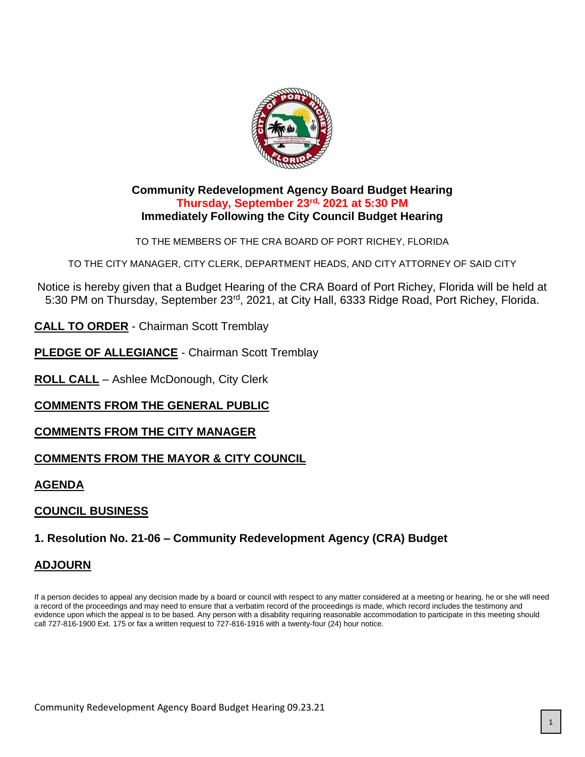# Community Redevelopment Agency Board Budget Hearing

**Thursday, September 23rd, 2021 at 5:30 PM**

**Immediately Following the City Council Budget Hearing**

TO THE MEMBERS OF THE CRA BOARD OF PORT RICHEY, FLORIDA

TO THE CITY MANAGER, CITY CLERK, DEPARTMENT HEADS, AND CITY ATTORNEY OF SAID CITY

Notice is hereby given that a Budget Hearing of the CRA Board of Port Richey, Florida will be held at 5:30 PM on Thursday, September 23rd, 2021, at City Hall, 6333 Ridge Road, Port Richey, Florida.

**CALL TO ORDER** - Chairman Scott Tremblay

**PLEDGE OF ALLEGIANCE** - Chairman Scott Tremblay

**ROLL CALL** – Ashlee McDonough, City Clerk

**COMMENTS FROM THE GENERAL PUBLIC**

**COMMENTS FROM THE CITY MANAGER**

**COMMENTS FROM THE MAYOR & CITY COUNCIL**

**AGENDA**

**COUNCIL BUSINESS**

**1. Resolution No. 21-06 – Community Redevelopment Agency (CRA) Budget**

**ADJOURN**

If a person decides to appeal any decision made by a board or council with respect to any matter considered at a meeting or hearing, he or she will need a record of the proceedings and may need to ensure that a verbatim record of the proceedings is made, which record includes the testimony and evidence upon which the appeal is to be based. Any person with a disability requiring reasonable accommodation to participate in this meeting should call 727-816-1900 Ext. 175 or fax a written request to 727-816-1916 with a twenty-four (24) hour notice.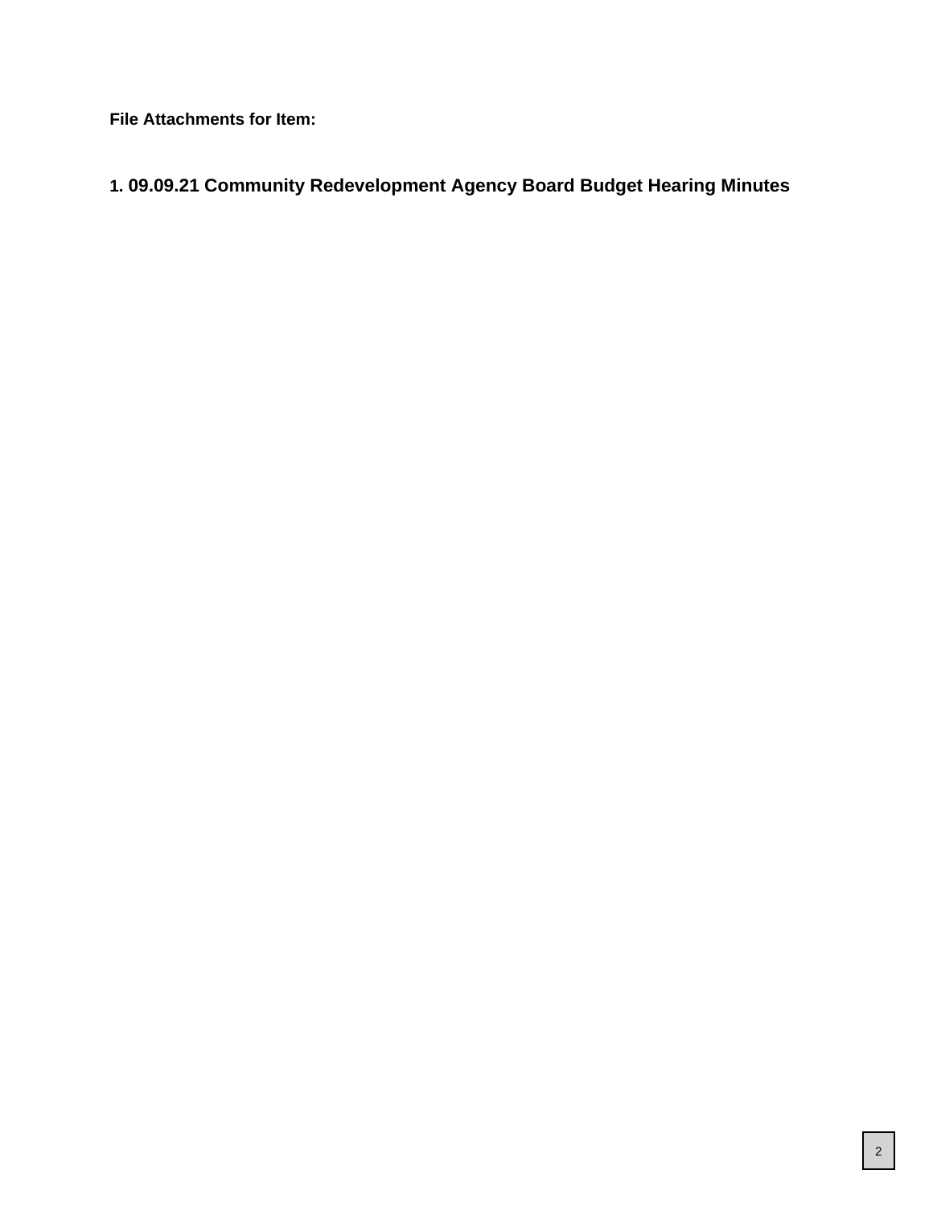**File Attachments for Item:**

**1. 09.09.21 Community Redevelopment Agency Board Budget Hearing Minutes**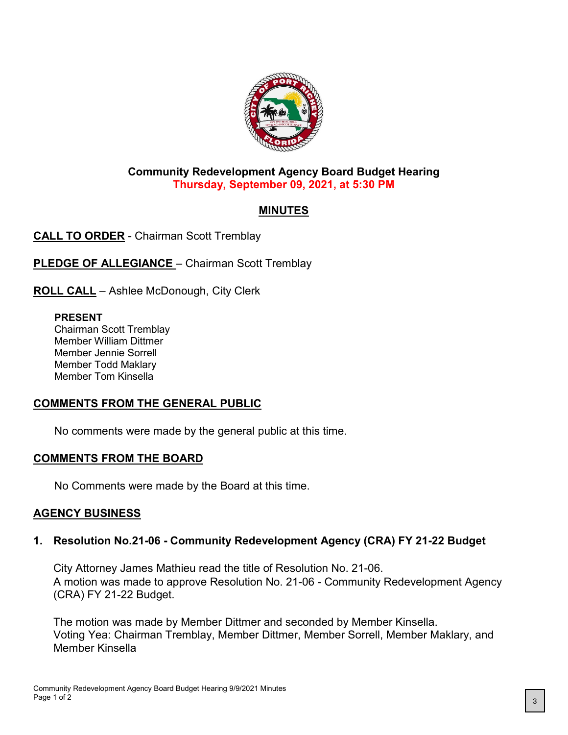**Community Redevelopment Agency Board Budget Hearing**
**Thursday, September 09, 2021, at 5:30 PM**

## MINUTES

**CALL TO ORDER** - Chairman Scott Tremblay

**PLEDGE OF ALLEGIANCE** – Chairman Scott Tremblay

**ROLL CALL** – Ashlee McDonough, City Clerk

**PRESENT**
Chairman Scott Tremblay
Member William Dittmer
Member Jennie Sorrell
Member Todd Maklary
Member Tom Kinsella

## COMMENTS FROM THE GENERAL PUBLIC

No comments were made by the general public at this time.

## COMMENTS FROM THE BOARD

No Comments were made by the Board at this time.

## AGENCY BUSINESS

### 1. Resolution No.21-06 - Community Redevelopment Agency (CRA) FY 21-22 Budget

City Attorney James Mathieu read the title of Resolution No. 21-06.
A motion was made to approve Resolution No. 21-06 - Community Redevelopment Agency (CRA) FY 21-22 Budget.

The motion was made by Member Dittmer and seconded by Member Kinsella.
Voting Yea: Chairman Tremblay, Member Dittmer, Member Sorrell, Member Maklary, and Member Kinsella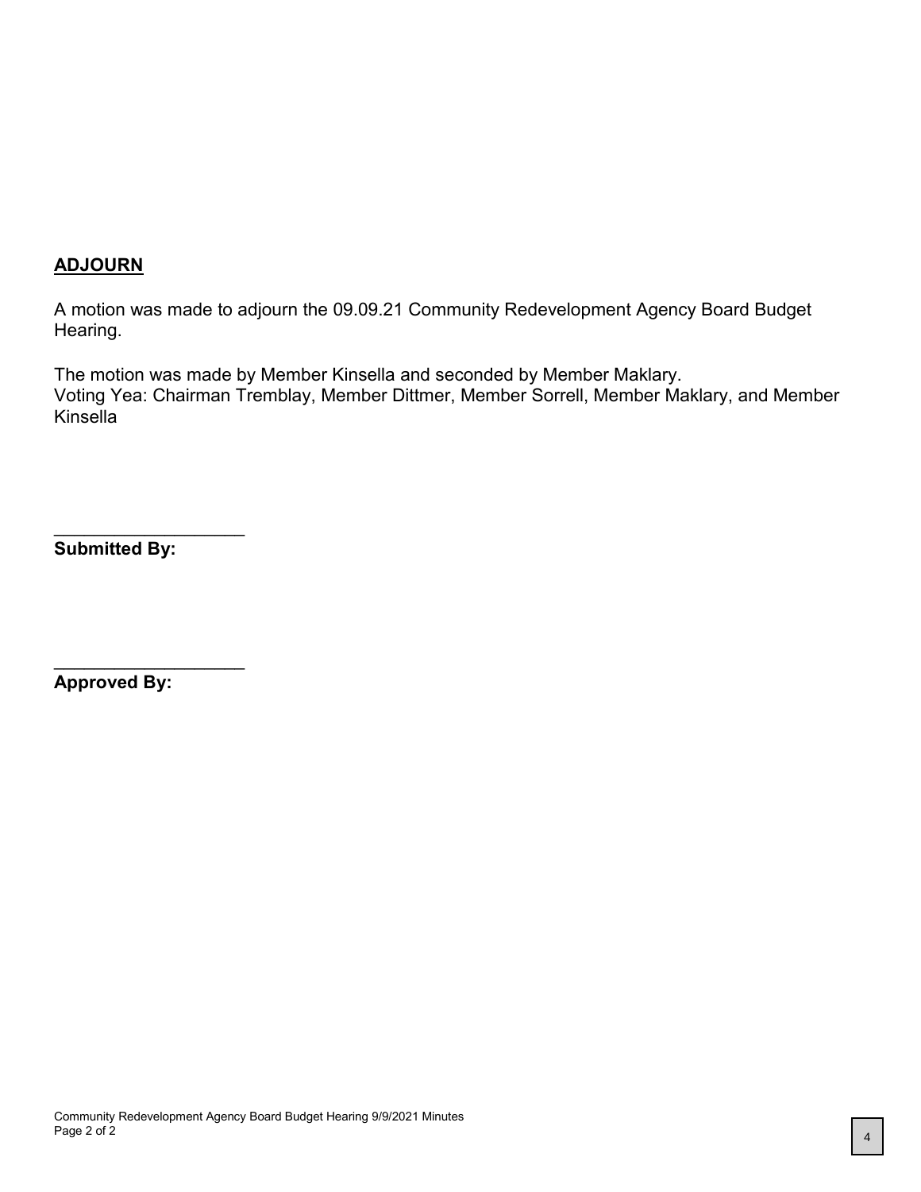## ADJOURN

A motion was made to adjourn the 09.09.21 Community Redevelopment Agency Board Budget Hearing.

The motion was made by Member Kinsella and seconded by Member Maklary.
Voting Yea: Chairman Tremblay, Member Dittmer, Member Sorrell, Member Maklary, and Member Kinsella

___________________
**Submitted By:**

___________________
**Approved By:**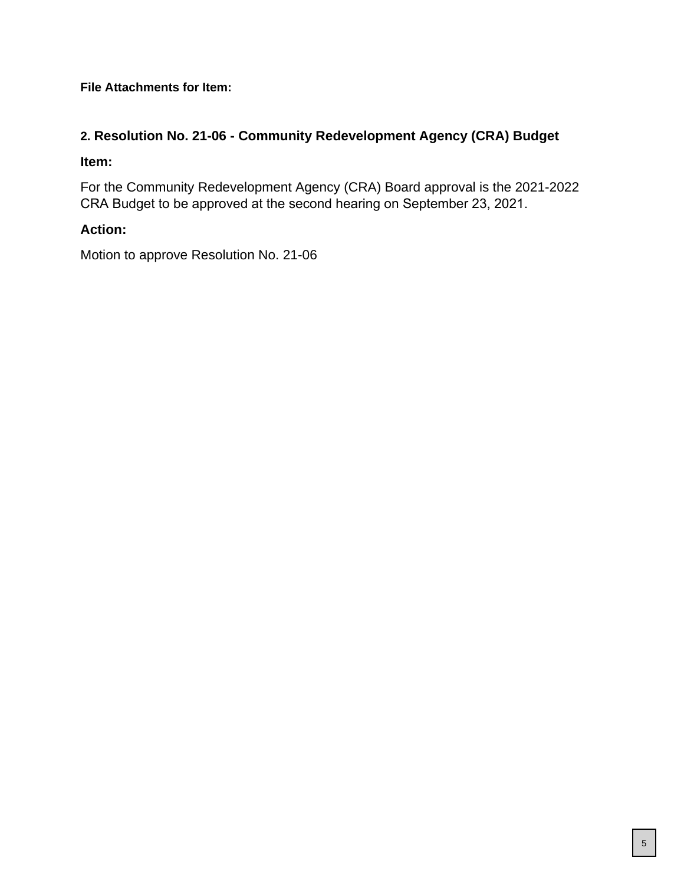**File Attachments for Item:**

## 2. Resolution No. 21-06 - Community Redevelopment Agency (CRA) Budget

### Item:

For the Community Redevelopment Agency (CRA) Board approval is the 2021-2022 CRA Budget to be approved at the second hearing on September 23, 2021.

### Action:

Motion to approve Resolution No. 21-06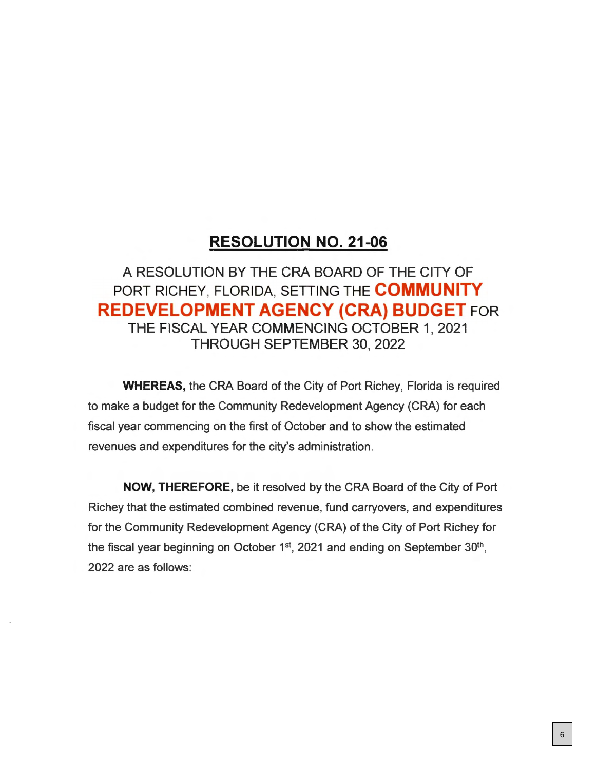# RESOLUTION NO. 21-06

A RESOLUTION BY THE CRA BOARD OF THE CITY OF PORT RICHEY, FLORIDA, SETTING THE **COMMUNITY REDEVELOPMENT AGENCY (CRA) BUDGET** FOR THE FISCAL YEAR COMMENCING OCTOBER 1, 2021 THROUGH SEPTEMBER 30, 2022

**WHEREAS,** the CRA Board of the City of Port Richey, Florida is required to make a budget for the Community Redevelopment Agency (CRA) for each fiscal year commencing on the first of October and to show the estimated revenues and expenditures for the city's administration.

**NOW, THEREFORE,** be it resolved by the CRA Board of the City of Port Richey that the estimated combined revenue, fund carryovers, and expenditures for the Community Redevelopment Agency (CRA) of the City of Port Richey for the fiscal year beginning on October 1st, 2021 and ending on September 30th, 2022 are as follows: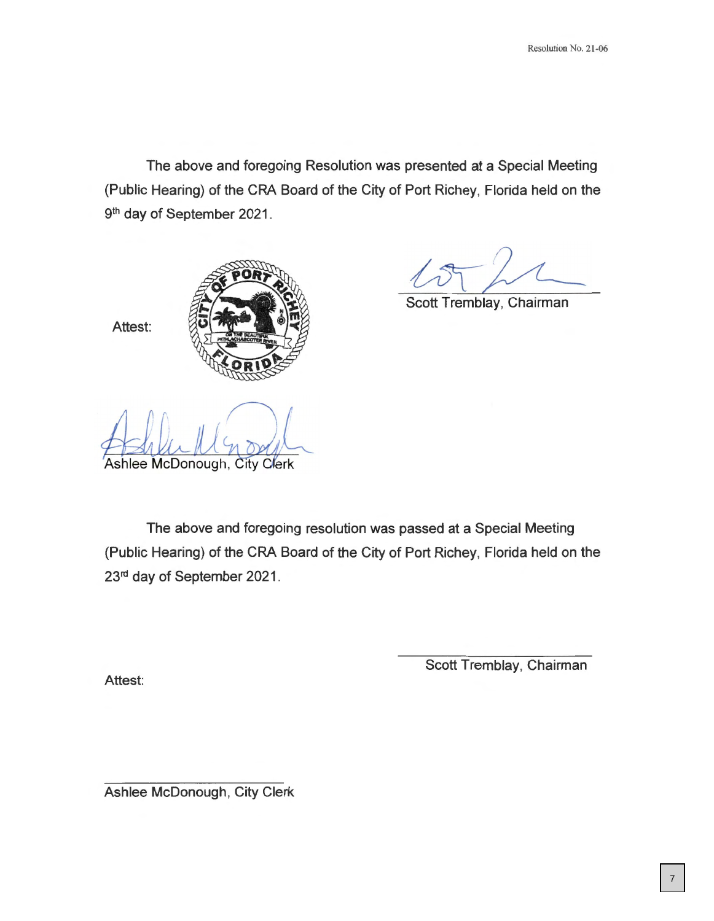The above and foregoing Resolution was presented at a Special Meeting (Public Hearing) of the CRA Board of the City of Port Richey, Florida held on the 9th day of September 2021.

Scott Tremblay, Chairman

Attest:

Ashlee McDonough, City Clerk

The above and foregoing resolution was passed at a Special Meeting (Public Hearing) of the CRA Board of the City of Port Richey, Florida held on the 23rd day of September 2021.

Scott Tremblay, Chairman

Attest:

Ashlee McDonough, City Clerk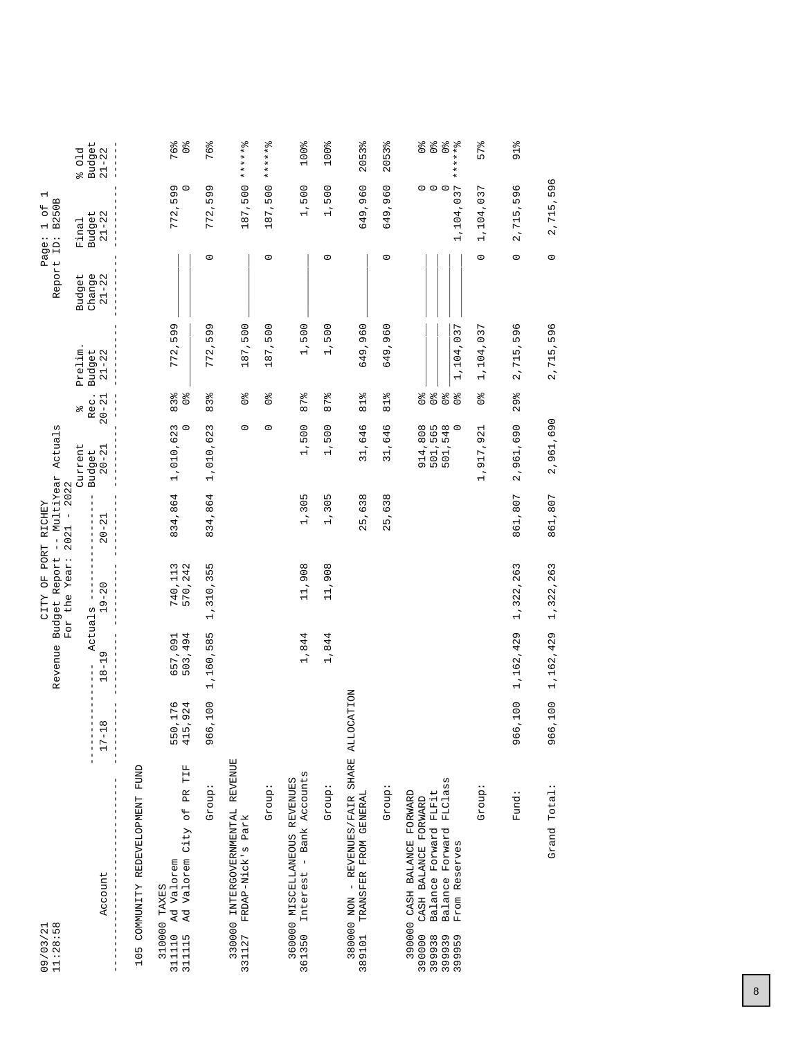09/03/21
11:28:58

CITY OF PORT RICHEY
Revenue Budget Report -- MultiYear Actuals
For the Year: 2021 - 2022

Page: 1 of 1
Report ID: B250B

| Account | 17-18 | 18-19 | 19-20 | 20-21 | Current Budget 20-21 | % Rec. 20-21 | Prelim. Budget 21-22 | Budget Change 21-22 | Final Budget 21-22 | % Old Budget 21-22 |
|---|---|---|---|---|---|---|---|---|---|---|
| **105 COMMUNITY REDEVELOPMENT FUND** | | | | | | | | | | |
| 310000 TAXES | | | | | | | | | | |
| 311110 Ad Valorem | 550,176 | 657,091 | 740,113 | 834,864 | 1,010,623 | 83% | 772,599 | ________ | 772,599 | 76% |
| 311115 Ad Valorem City of PR TIF | 415,924 | 503,494 | 570,242 | | 0 | 0% | ________ | ________ | 0 | 0% |
| Group: | 966,100 | 1,160,585 | 1,310,355 | 834,864 | 1,010,623 | 83% | 772,599 | 0 | 772,599 | 76% |
| 330000 INTERGOVERNMENTAL REVENUE | | | | | | | | | | |
| 331127 FRDAP-Nick's Park | | | | | 0 | 0% | 187,500 | ________ | 187,500 | *****% |
| Group: | | | | | 0 | 0% | 187,500 | 0 | 187,500 | *****% |
| 360000 MISCELLANEOUS REVENUES | | | | | | | | | | |
| 361350 Interest - Bank Accounts | | 1,844 | 11,908 | 1,305 | 1,500 | 87% | 1,500 | ________ | 1,500 | 100% |
| Group: | | 1,844 | 11,908 | 1,305 | 1,500 | 87% | 1,500 | 0 | 1,500 | 100% |
| 380000 NON - REVENUES/FAIR SHARE ALLOCATION | | | | | | | | | | |
| 389101 TRANSFER FROM GENERAL | | | | 25,638 | 31,646 | 81% | 649,960 | ________ | 649,960 | 2053% |
| Group: | | | | 25,638 | 31,646 | 81% | 649,960 | 0 | 649,960 | 2053% |
| 390000 CASH BALANCE FORWARD | | | | | | | | | | |
| 390000 CASH BALANCE FORWARD | | | | | 914,808 | 0% | ________ | ________ | 0 | 0% |
| 399938 Balance Forward FLFit | | | | | 501,565 | 0% | ________ | ________ | 0 | 0% |
| 399939 Balance Forward FLClass | | | | | 501,548 | 0% | ________ | ________ | 0 | 0% |
| 399959 From Reserves | | | | | 0 | 0% | 1,104,037 | ________ | 1,104,037 | *****% |
| Group: | | | | | 1,917,921 | 0% | 1,104,037 | 0 | 1,104,037 | 57% |
| Fund: | 966,100 | 1,162,429 | 1,322,263 | 861,807 | 2,961,690 | 29% | 2,715,596 | 0 | 2,715,596 | 91% |
| Grand Total: | 966,100 | 1,162,429 | 1,322,263 | 861,807 | 2,961,690 | | 2,715,596 | 0 | 2,715,596 | |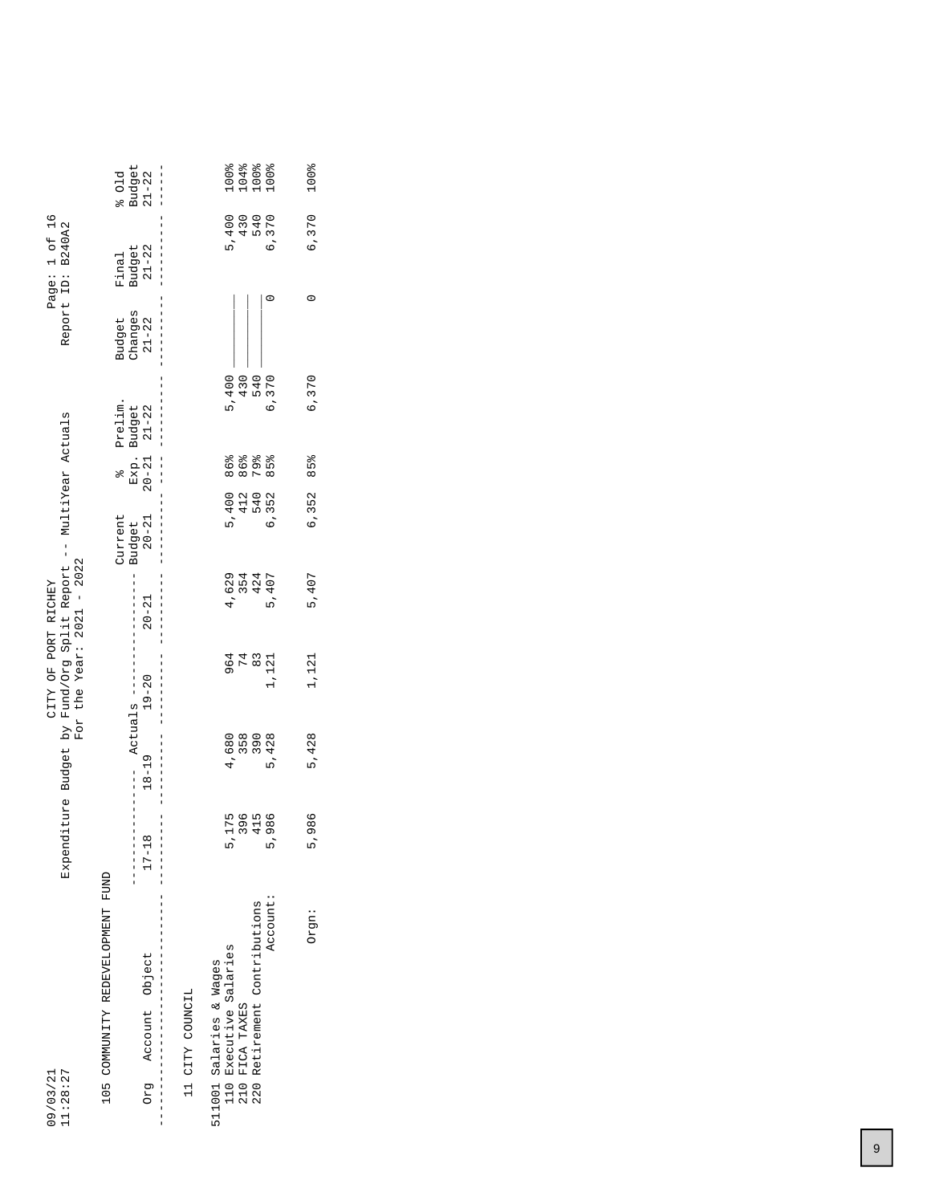09/03/21
11:28:27

# CITY OF PORT RICHEY
## Expenditure Budget by Fund/Org Split Report -- MultiYear Actuals
### For the Year: 2021 - 2022

Page: 1 of 16
Report ID: B240A2

### 105 COMMUNITY REDEVELOPMENT FUND

#### 11 CITY COUNCIL

| Org Account Object | Actuals 17-18 | Actuals 18-19 | Actuals 19-20 | Actuals 20-21 | Current Budget 20-21 | % Exp. 20-21 | Prelim. Budget 21-22 | Budget Changes 21-22 | Final Budget 21-22 | % Old Budget 21-22 |
|---|---|---|---|---|---|---|---|---|---|---|
| 511001 Salaries & Wages | | | | | | | | | | |
| 110 Executive Salaries | 5,175 | 4,680 | 964 | 4,629 | 5,400 | 86% | 5,400 | ______ | 5,400 | 100% |
| 210 FICA TAXES | 396 | 358 | 74 | 354 | 412 | 86% | 430 | ______ | 430 | 104% |
| 220 Retirement Contributions | 415 | 390 | 83 | 424 | 540 | 79% | 540 | ______ | 540 | 100% |
| Account: | 5,986 | 5,428 | 1,121 | 5,407 | 6,352 | 85% | 6,370 | 0 | 6,370 | 100% |
| Orgn: | 5,986 | 5,428 | 1,121 | 5,407 | 6,352 | 85% | 6,370 | 0 | 6,370 | 100% |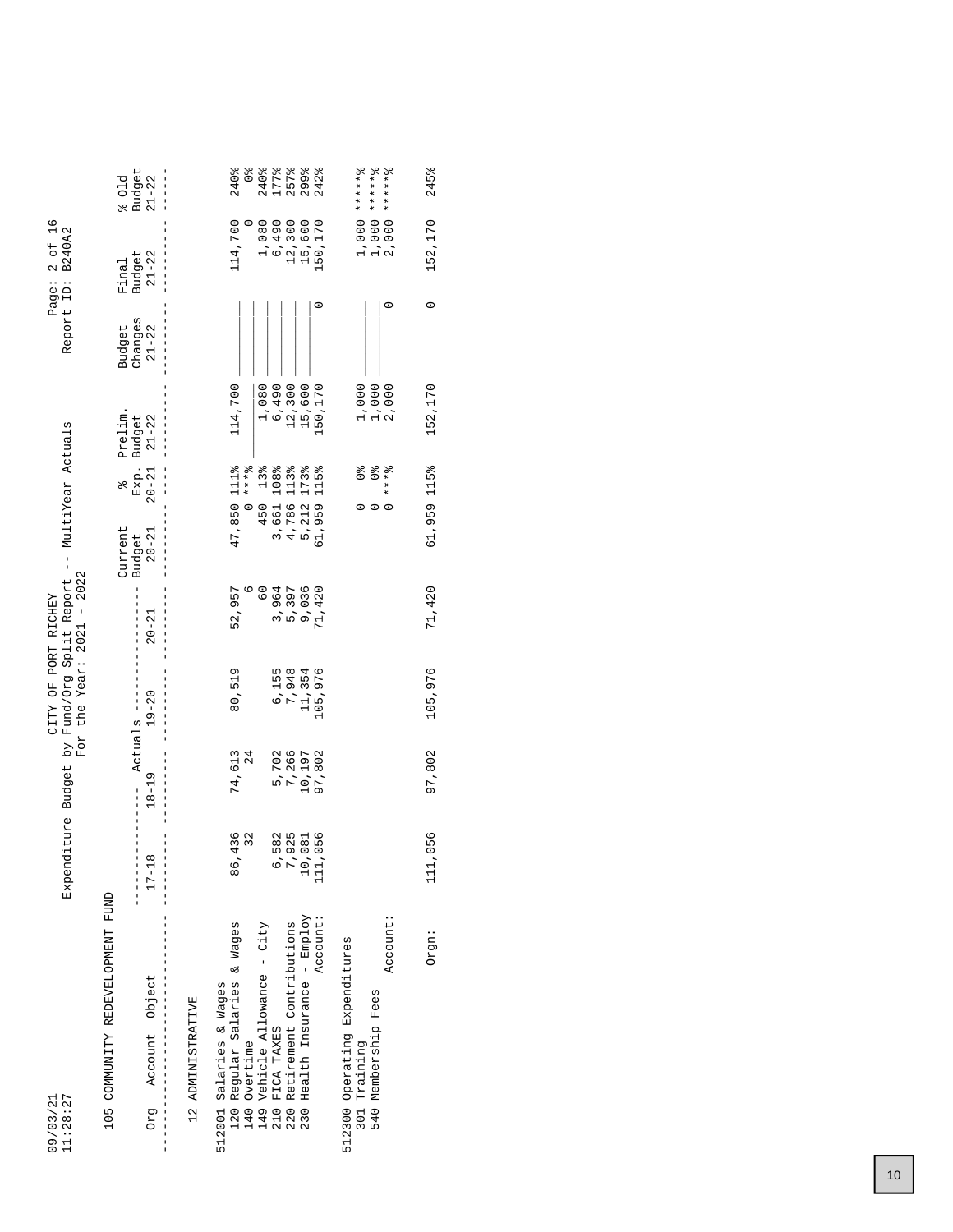CITY OF PORT RICHEY
Expenditure Budget by Fund/Org Split Report -- MultiYear Actuals
For the Year: 2021 - 2022

09/03/21
11:28:27

Report ID: B240A2

105 COMMUNITY REDEVELOPMENT FUND

| Org Account Object | Actuals 17-18 | Actuals 18-19 | Actuals 19-20 | Actuals 20-21 | Current Budget 20-21 | % Exp. 20-21 | Prelim. Budget 21-22 | Budget Changes 21-22 | Final Budget 21-22 | % Old Budget 21-22 |
|---|---|---|---|---|---|---|---|---|---|---|
| **12 ADMINISTRATIVE** | | | | | | | | | | |
| **512001 Salaries & Wages** | | | | | | | | | | |
| 120 Regular Salaries & Wages | 86,436 | 74,613 | 80,519 | 52,957 | 47,850 | 111% | 114,700 | | 114,700 | 240% |
| 140 Overtime | 32 | 24 | | 6 | 0 | ***% | | | 0 | 0% |
| 149 Vehicle Allowance - City | | | | 60 | 450 | 13% | 1,080 | | 1,080 | 240% |
| 210 FICA TAXES | 6,582 | 5,702 | 6,155 | 3,964 | 3,661 | 108% | 6,490 | | 6,490 | 177% |
| 220 Retirement Contributions | 7,925 | 7,266 | 7,948 | 5,397 | 4,786 | 113% | 12,300 | | 12,300 | 257% |
| 230 Health Insurance - Employ | 10,081 | 10,197 | 11,354 | 9,036 | 5,212 | 173% | 15,600 | | 15,600 | 299% |
| Account: | 111,056 | 97,802 | 105,976 | 71,420 | 61,959 | 115% | 150,170 | 0 | 150,170 | 242% |
| **512300 Operating Expenditures** | | | | | | | | | | |
| 301 Training | | | | | 0 | 0% | 1,000 | | 1,000 | *****% |
| 540 Membership Fees | | | | | 0 | 0% | 1,000 | | 1,000 | *****% |
| Account: | | | | | 0 | ***% | 2,000 | 0 | 2,000 | *****% |
| Orgn: | 111,056 | 97,802 | 105,976 | 71,420 | 61,959 | 115% | 152,170 | 0 | 152,170 | 245% |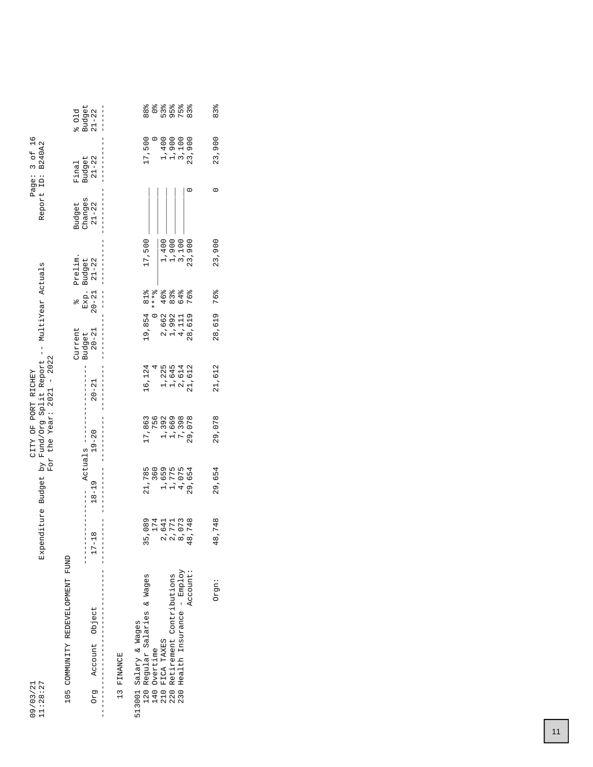CITY OF PORT RICHEY
Expenditure Budget by Fund/Org Split Report -- MultiYear Actuals
For the Year: 2021 - 2022

09/03/21 11:28:27

Page: 3 of 16
Report ID: B240A2

105 COMMUNITY REDEVELOPMENT FUND

| Org | Account | Object | Actuals 17-18 | Actuals 18-19 | Actuals 19-20 | Actuals 20-21 | Current Budget 20-21 | % Exp. 20-21 | Prelim. Budget 21-22 | Budget Changes 21-22 | Final Budget 21-22 | % Old Budget 21-22 |
|---|---|---|---|---|---|---|---|---|---|---|---|---|
| 13 FINANCE | | | | | | | | | | | | |
| | 513001 | Salary & Wages | | | | | | | | | | |
| | | 120 Regular Salaries & Wages | 35,089 | 21,785 | 17,863 | 16,124 | 19,854 | 81% | 17,500 | ______ | 17,500 | 88% |
| | | 140 Overtime | 174 | 360 | 756 | 4 | 0 | ***% | | ______ | 0 | 0% |
| | | 210 FICA TAXES | 2,641 | 1,659 | 1,392 | 1,225 | 2,662 | 46% | 1,400 | ______ | 1,400 | 53% |
| | | 220 Retirement Contributions | 2,771 | 1,775 | 1,669 | 1,645 | 1,992 | 83% | 1,900 | ______ | 1,900 | 95% |
| | | 230 Health Insurance - Employ | 8,073 | 4,075 | 7,398 | 2,614 | 4,111 | 64% | 3,100 | ______ | 3,100 | 75% |
| | | Account: | 48,748 | 29,654 | 29,078 | 21,612 | 28,619 | 76% | 23,900 | 0 | 23,900 | 83% |
| | | Orgn: | 48,748 | 29,654 | 29,078 | 21,612 | 28,619 | 76% | 23,900 | 0 | 23,900 | 83% |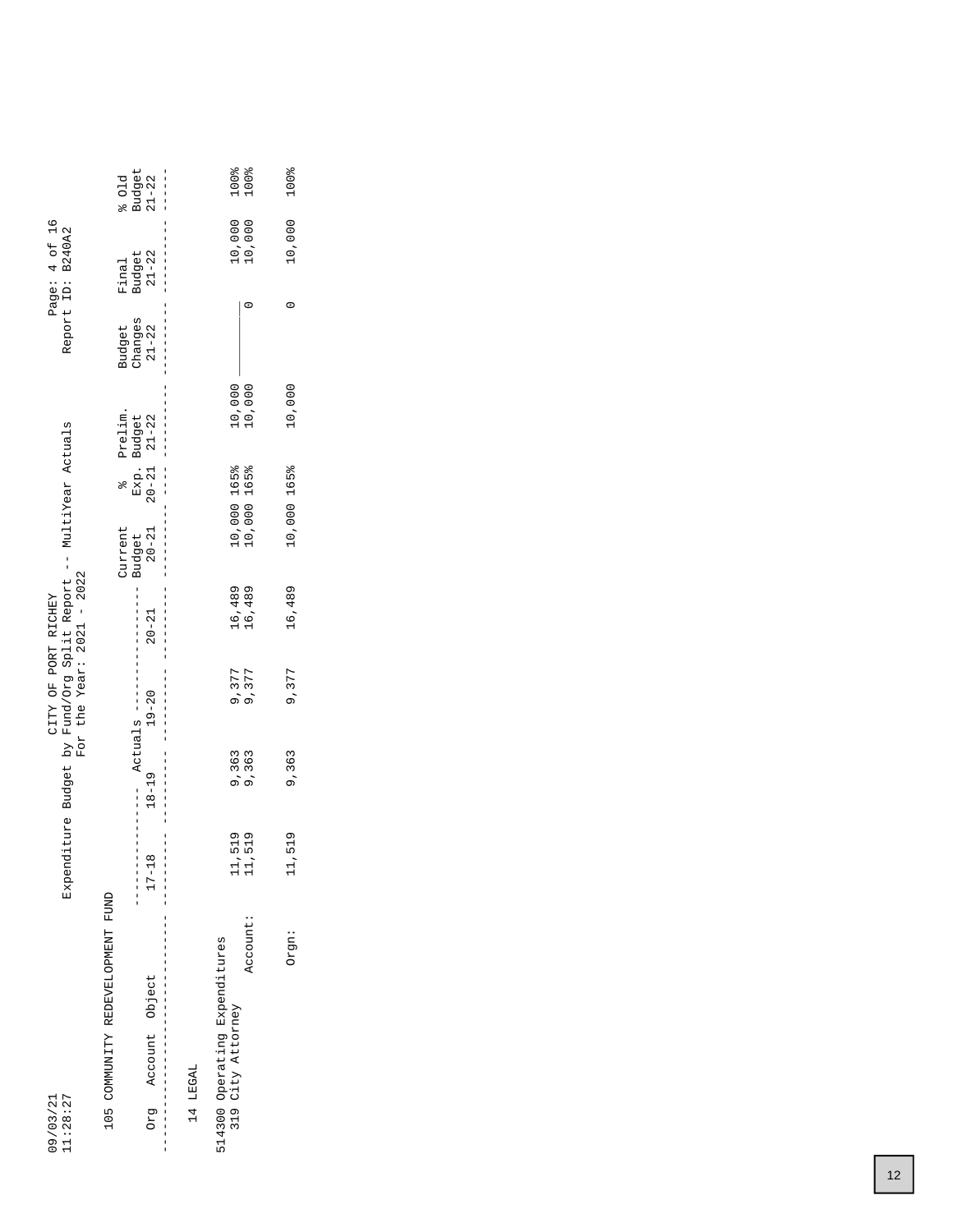CITY OF PORT RICHEY
Expenditure Budget by Fund/Org Split Report -- MultiYear Actuals
For the Year: 2021 - 2022

09/03/21
11:28:27

Page: 4 of 16
Report ID: B240A2

105 COMMUNITY REDEVELOPMENT FUND

| Org | Account | Object | Actuals 17-18 | Actuals 18-19 | Actuals 19-20 | Actuals 20-21 | Current Budget 20-21 | % Exp. 20-21 | Prelim. Budget 21-22 | Budget Changes 21-22 | Final Budget 21-22 | % Old Budget 21-22 |
|---|---|---|---|---|---|---|---|---|---|---|---|---|
| 14 LEGAL | | | | | | | | | | | | |
| 514300 Operating Expenditures | | | | | | | | | | | | |
| | 319 City Attorney | | 11,519 | 9,363 | 9,377 | 16,489 | 10,000 | 165% | 10,000 | | 10,000 | 100% |
| | Account: | | 11,519 | 9,363 | 9,377 | 16,489 | 10,000 | 165% | 10,000 | 0 | 10,000 | 100% |
| | | Orgn: | 11,519 | 9,363 | 9,377 | 16,489 | 10,000 | 165% | 10,000 | 0 | 10,000 | 100% |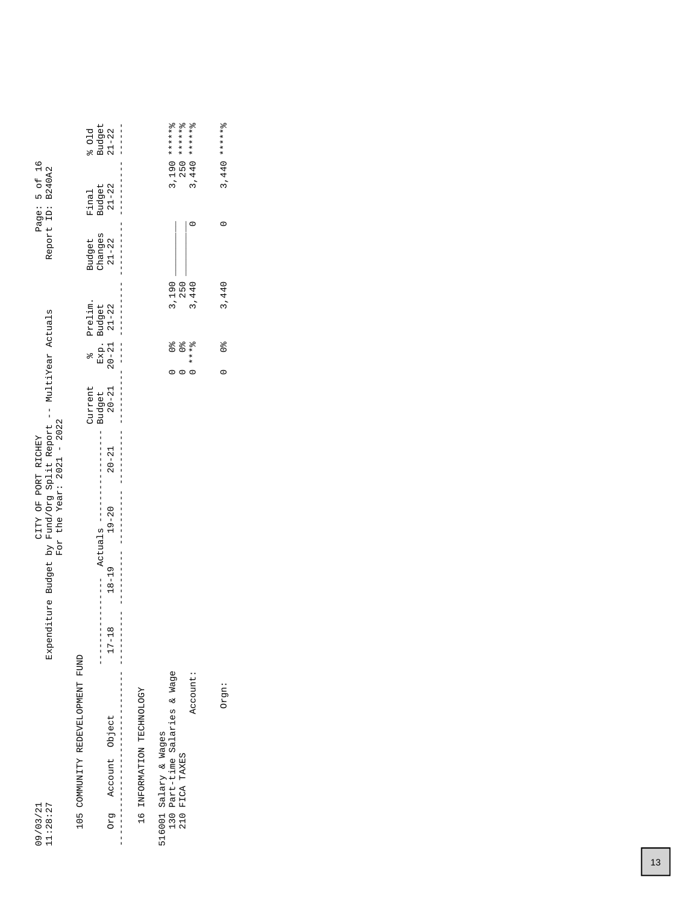CITY OF PORT RICHEY
Expenditure Budget by Fund/Org Split Report -- MultiYear Actuals
For the Year: 2021 - 2022

09/03/21
11:28:27

Page: 5 of 16
Report ID: B240A2

105 COMMUNITY REDEVELOPMENT FUND

| Org Account Object | Actuals 17-18 | Actuals 18-19 | Actuals 19-20 | Actuals 20-21 | Current Budget 20-21 | % Exp. 20-21 | Prelim. Budget 21-22 | Budget Changes 21-22 | Final Budget 21-22 | % Old Budget 21-22 |
|---|---|---|---|---|---|---|---|---|---|---|
| **16 INFORMATION TECHNOLOGY** | | | | | | | | | | |
| 516001 Salary & Wages | | | | | | | | | | |
| 130 Part-time Salaries & Wage | | | | | 0 | 0% | 3,190 | ______ | 3,190 | *****% |
| 210 FICA TAXES | | | | | 0 | 0% | 250 | ______ | 250 | *****% |
| Account: | | | | | 0 | ***% | 3,440 | 0 | 3,440 | *****% |
| Orgn: | | | | | 0 | 0% | 3,440 | 0 | 3,440 | *****% |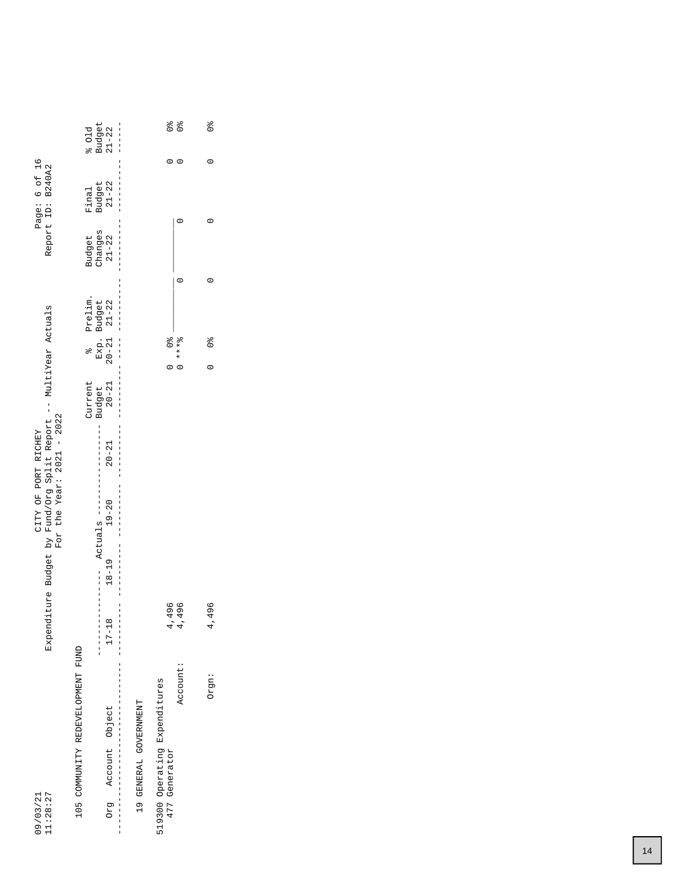09/03/21
11:28:27

CITY OF PORT RICHEY
Expenditure Budget by Fund/Org Split Report -- MultiYear Actuals
For the Year: 2021 - 2022

Page: 6 of 16
Report ID: B240A2

105 COMMUNITY REDEVELOPMENT FUND

| Org Account Object | Actuals 17-18 | Actuals 18-19 | Actuals 19-20 | Actuals 20-21 | Current Budget 20-21 | % Exp. 20-21 | Prelim. Budget 21-22 | Budget Changes 21-22 | Final Budget 21-22 | % Old Budget 21-22 |
|---|---|---|---|---|---|---|---|---|---|---|
| 19 GENERAL GOVERNMENT | | | | | | | | | | |
| 519300 Operating Expenditures | | | | | | | | | | |
| 477 Generator | 4,496 | | | | 0 | 0% | | | 0 | 0% |
| Account: | 4,496 | | | | 0 | ***% | 0 | 0 | 0 | 0% |
| Orgn: | 4,496 | | | | 0 | 0% | 0 | 0 | 0 | 0% |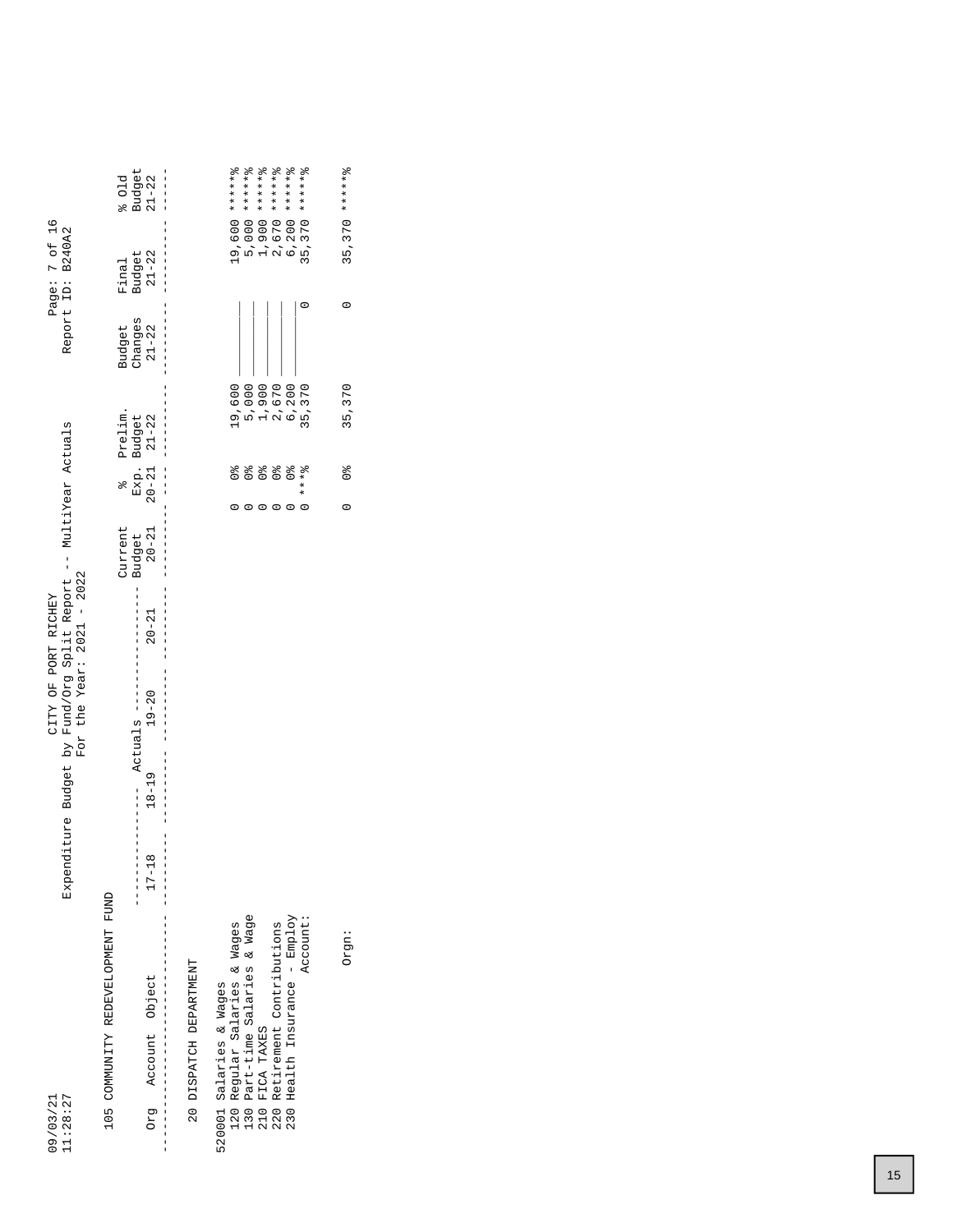09/03/21
11:28:27

CITY OF PORT RICHEY
Expenditure Budget by Fund/Org Split Report -- MultiYear Actuals
For the Year: 2021 - 2022

Page: 7 of 16
Report ID: B240A2

105 COMMUNITY REDEVELOPMENT FUND

| Org Account Object | Actuals 17-18 | Actuals 18-19 | Actuals 19-20 | Actuals 20-21 | Current Budget 20-21 | % Exp. 20-21 | Prelim. Budget 21-22 | Budget Changes 21-22 | Final Budget 21-22 | % Old Budget 21-22 |
|---|---|---|---|---|---|---|---|---|---|---|
| 20 DISPATCH DEPARTMENT | | | | | | | | | | |
| 520001 Salaries & Wages | | | | | | | | | | |
| 120 Regular Salaries & Wages | | | | | 0 | 0% | 19,600 | ______ | 19,600 | *****% |
| 130 Part-time Salaries & Wage | | | | | 0 | 0% | 5,000 | ______ | 5,000 | *****% |
| 210 FICA TAXES | | | | | 0 | 0% | 1,900 | ______ | 1,900 | *****% |
| 220 Retirement Contributions | | | | | 0 | 0% | 2,670 | ______ | 2,670 | *****% |
| 230 Health Insurance - Employ | | | | | 0 | 0% | 6,200 | ______ | 6,200 | *****% |
| Account: | | | | | 0 | ***% | 35,370 | 0 | 35,370 | *****% |
| Orgn: | | | | | 0 | 0% | 35,370 | 0 | 35,370 | *****% |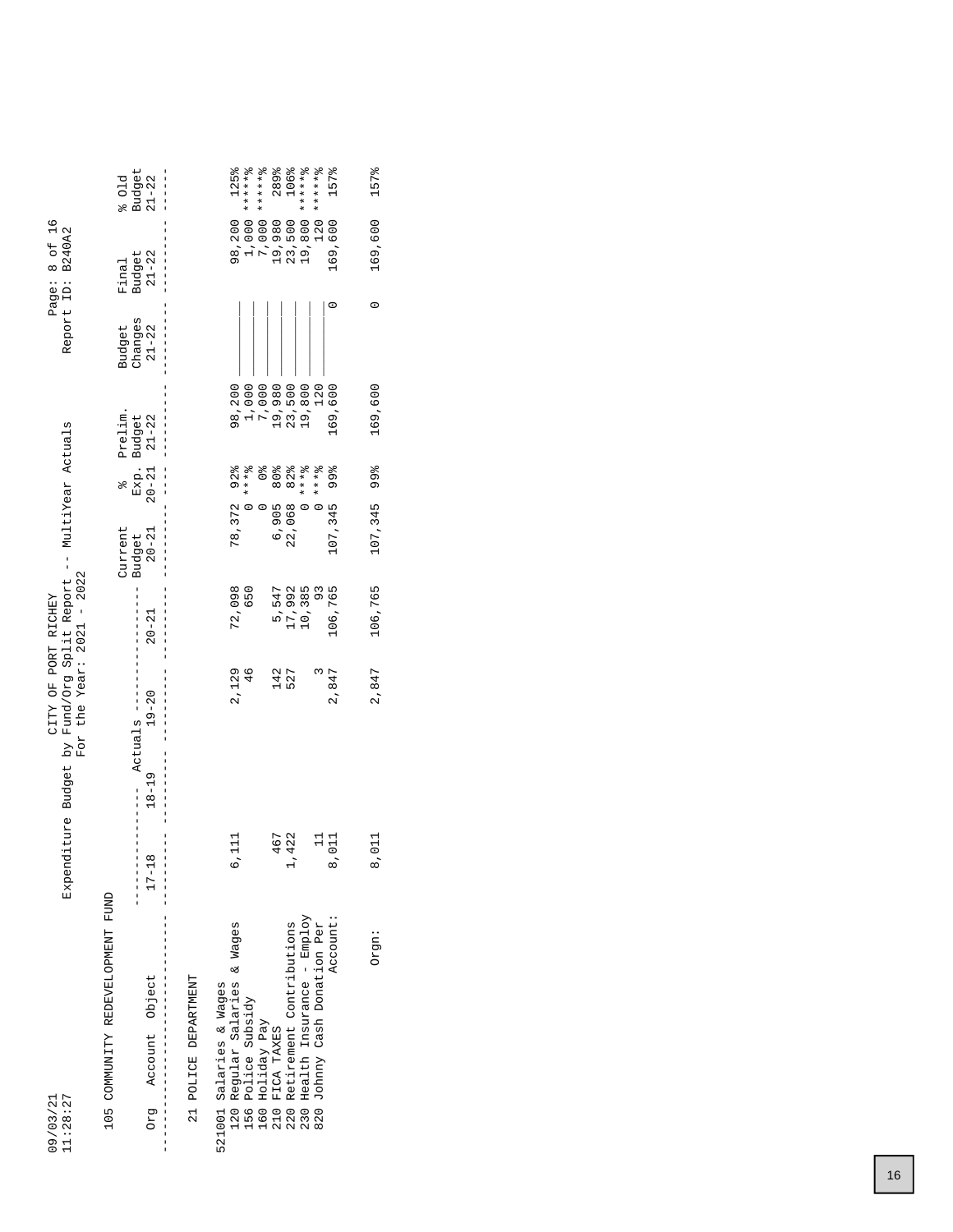09/03/21
11:28:27

# CITY OF PORT RICHEY
## Expenditure Budget by Fund/Org Split Report -- MultiYear Actuals
### For the Year: 2021 - 2022

Page: 8 of 16
Report ID: B240A2

105 COMMUNITY REDEVELOPMENT FUND

21 POLICE DEPARTMENT

| Org | Account | Object | Actuals 17-18 | Actuals 18-19 | Actuals 19-20 | Actuals 20-21 | Current Budget 20-21 | % Exp. 20-21 | Prelim. Budget 21-22 | Budget Changes 21-22 | Final Budget 21-22 | % Old Budget 21-22 |
|---|---|---|---|---|---|---|---|---|---|---|---|---|
| 521001 Salaries & Wages | | | | | | | | | | | | |
| | 120 | Regular Salaries & Wages | 6,111 | | 2,129 | 72,098 | 78,372 | 92% | 98,200 | ________ | 98,200 | 125% |
| | 156 | Police Subsidy | | | 46 | 650 | 0 | ***% | 1,000 | ________ | 1,000 | *****% |
| | 160 | Holiday Pay | | | | | 0 | 0% | 7,000 | ________ | 7,000 | *****% |
| | 210 | FICA TAXES | 467 | | 142 | 5,547 | 6,905 | 80% | 19,980 | ________ | 19,980 | 289% |
| | 220 | Retirement Contributions | 1,422 | | 527 | 17,992 | 22,068 | 82% | 23,500 | ________ | 23,500 | 106% |
| | 230 | Health Insurance - Employ | | | | 10,385 | 0 | ***% | 19,800 | ________ | 19,800 | *****% |
| | 820 | Johnny Cash Donation Per | 11 | | 3 | 93 | 0 | ***% | 120 | ________ | 120 | *****% |
| | | Account: | 8,011 | | 2,847 | 106,765 | 107,345 | 99% | 169,600 | 0 | 169,600 | 157% |
| | | Orgn: | 8,011 | | 2,847 | 106,765 | 107,345 | 99% | 169,600 | 0 | 169,600 | 157% |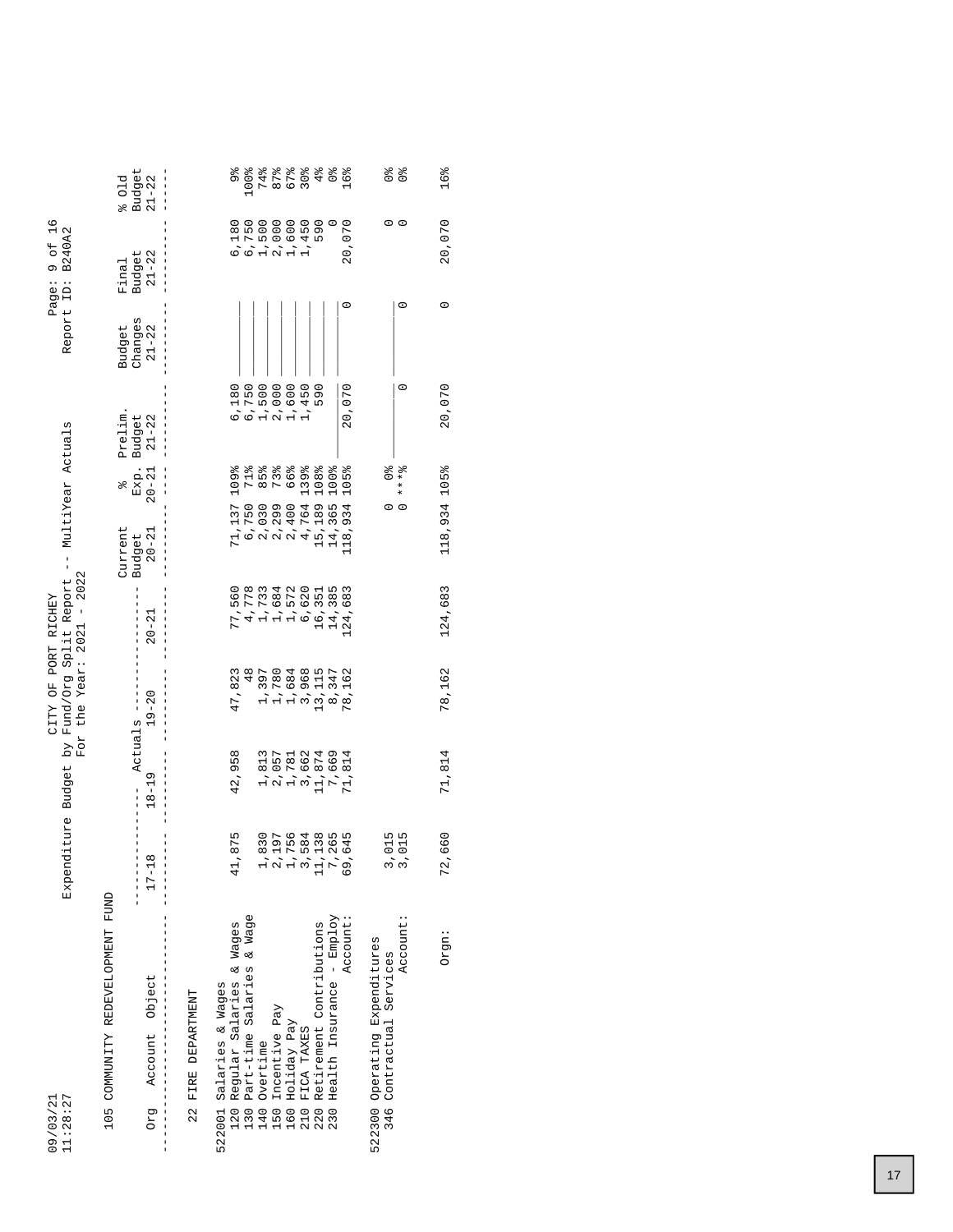09/03/21
11:28:27

CITY OF PORT RICHEY
Expenditure Budget by Fund/Org Split Report -- MultiYear Actuals
For the Year: 2021 - 2022

Page: 9 of 16
Report ID: B240A2

105 COMMUNITY REDEVELOPMENT FUND

| Org Account Object | Actuals 17-18 | Actuals 18-19 | Actuals 19-20 | Actuals 20-21 | Current Budget 20-21 | % Exp. 20-21 | Prelim. Budget 21-22 | Budget Changes 21-22 | Final Budget 21-22 | % Old Budget 21-22 |
|---|---|---|---|---|---|---|---|---|---|---|
| 22 FIRE DEPARTMENT | | | | | | | | | | |
| 522001 Salaries & Wages | | | | | | | | | | |
| 120 Regular Salaries & Wages | 41,875 | 42,958 | 47,823 | 77,560 | 71,137 | 109% | 6,180 | | 6,180 | 9% |
| 130 Part-time Salaries & Wage | | | 48 | 4,778 | 6,750 | 71% | 6,750 | | 6,750 | 100% |
| 140 Overtime | 1,830 | 1,813 | 1,397 | 1,733 | 2,030 | 85% | 1,500 | | 1,500 | 74% |
| 150 Incentive Pay | 2,197 | 2,057 | 1,780 | 1,684 | 2,299 | 73% | 2,000 | | 2,000 | 87% |
| 160 Holiday Pay | 1,756 | 1,781 | 1,684 | 1,572 | 2,400 | 66% | 1,600 | | 1,600 | 67% |
| 210 FICA TAXES | 3,584 | 3,662 | 3,968 | 6,620 | 4,764 | 139% | 1,450 | | 1,450 | 30% |
| 220 Retirement Contributions | 11,138 | 11,874 | 13,115 | 16,351 | 15,189 | 108% | 590 | | 590 | 4% |
| 230 Health Insurance - Employ | 7,265 | 7,669 | 8,347 | 14,385 | 14,365 | 100% | | | 0 | 0% |
| Account: | 69,645 | 71,814 | 78,162 | 124,683 | 118,934 | 105% | 20,070 | 0 | 20,070 | 16% |
| 522300 Operating Expenditures | | | | | | | | | | |
| 346 Contractual Services | 3,015 | | | | 0 | 0% | | | 0 | 0% |
| Account: | 3,015 | | | | 0 | ***% | 0 | 0 | 0 | 0% |
| Orgn: | 72,660 | 71,814 | 78,162 | 124,683 | 118,934 | 105% | 20,070 | 0 | 20,070 | 16% |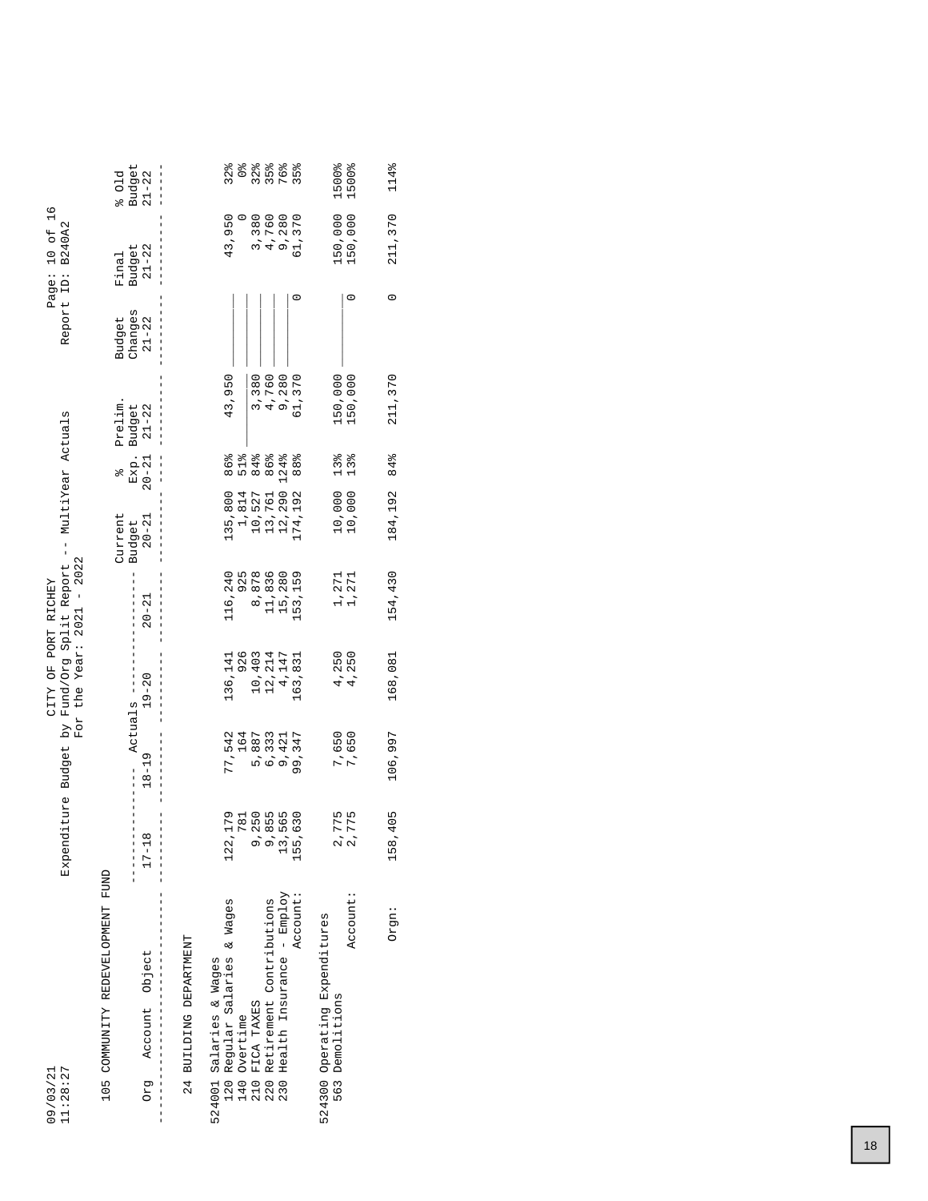09/03/21
11:28:27

CITY OF PORT RICHEY
Expenditure Budget by Fund/Org Split Report -- MultiYear Actuals
For the Year: 2021 - 2022

Page: 10 of 16
Report ID: B240A2

105 COMMUNITY REDEVELOPMENT FUND

| Org | Account | Object | Actuals 17-18 | Actuals 18-19 | Actuals 19-20 | Actuals 20-21 | Current Budget 20-21 | % Exp. 20-21 | Prelim. Budget 21-22 | Budget Changes 21-22 | Final Budget 21-22 | % Old Budget 21-22 |
|---|---|---|---|---|---|---|---|---|---|---|---|---|
| 24 BUILDING DEPARTMENT | | | | | | | | | | | | |
| | 524001 Salaries & Wages | | | | | | | | | | | |
| | | 120 Regular Salaries & Wages | 122,179 | 77,542 | 136,141 | 116,240 | 135,800 | 86% | 43,950 | | 43,950 | 32% |
| | | 140 Overtime | 781 | 164 | 926 | 925 | 1,814 | 51% | | | 0 | 0% |
| | | 210 FICA TAXES | 9,250 | 5,887 | 10,403 | 8,878 | 10,527 | 84% | 3,380 | | 3,380 | 32% |
| | | 220 Retirement Contributions | 9,855 | 6,333 | 12,214 | 11,836 | 13,761 | 86% | 4,760 | | 4,760 | 35% |
| | | 230 Health Insurance - Employ | 13,565 | 9,421 | 4,147 | 15,280 | 12,290 | 124% | 9,280 | | 9,280 | 76% |
| | | Account: | 155,630 | 99,347 | 163,831 | 153,159 | 174,192 | 88% | 61,370 | 0 | 61,370 | 35% |
| | 524300 Operating Expenditures | | | | | | | | | | | |
| | | 563 Demolitions | 2,775 | 7,650 | 4,250 | 1,271 | 10,000 | 13% | 150,000 | | 150,000 | 1500% |
| | | Account: | 2,775 | 7,650 | 4,250 | 1,271 | 10,000 | 13% | 150,000 | 0 | 150,000 | 1500% |
| | | Orgn: | 158,405 | 106,997 | 168,081 | 154,430 | 184,192 | 84% | 211,370 | 0 | 211,370 | 114% |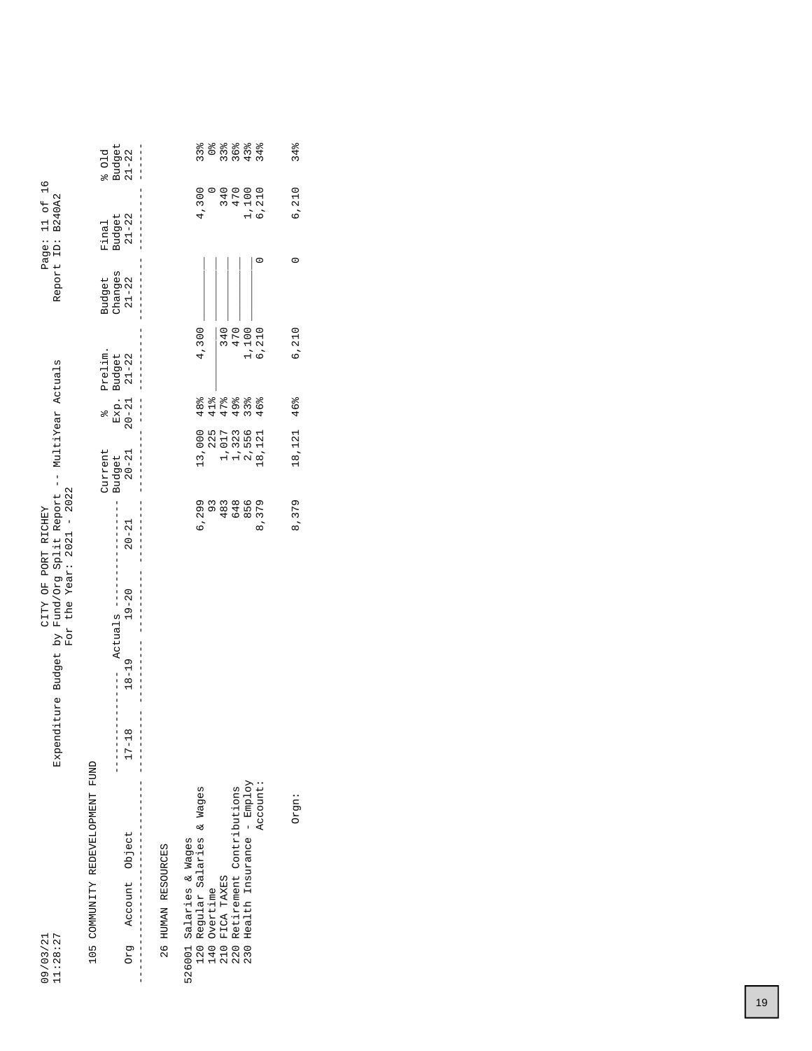09/03/21
11:28:27

CITY OF PORT RICHEY
Expenditure Budget by Fund/Org Split Report -- MultiYear Actuals
For the Year: 2021 - 2022

Report ID: B240A2

105 COMMUNITY REDEVELOPMENT FUND

| Org | Account | Object | Actuals 17-18 | Actuals 18-19 | Actuals 19-20 | Actuals 20-21 | Current Budget 20-21 | % Exp. 20-21 | Prelim. Budget 21-22 | Budget Changes 21-22 | Final Budget 21-22 | % Old Budget 21-22 |
|---|---|---|---|---|---|---|---|---|---|---|---|---|
| 26 HUMAN RESOURCES | | | | | | | | | | | | |
| 526001 Salaries & Wages | | | | | | | | | | | | |
| | 120 | Regular Salaries & Wages | | | | 6,299 | 13,000 | 48% | 4,300 | | 4,300 | 33% |
| | 140 | Overtime | | | | 93 | 225 | 41% | | | 0 | 0% |
| | 210 | FICA TAXES | | | | 483 | 1,017 | 47% | 340 | | 340 | 33% |
| | 220 | Retirement Contributions | | | | 648 | 1,323 | 49% | 470 | | 470 | 36% |
| | 230 | Health Insurance - Employ | | | | 856 | 2,556 | 33% | 1,100 | | 1,100 | 43% |
| | | Account: | | | | 8,379 | 18,121 | 46% | 6,210 | 0 | 6,210 | 34% |
| | | Orgn: | | | | 8,379 | 18,121 | 46% | 6,210 | 0 | 6,210 | 34% |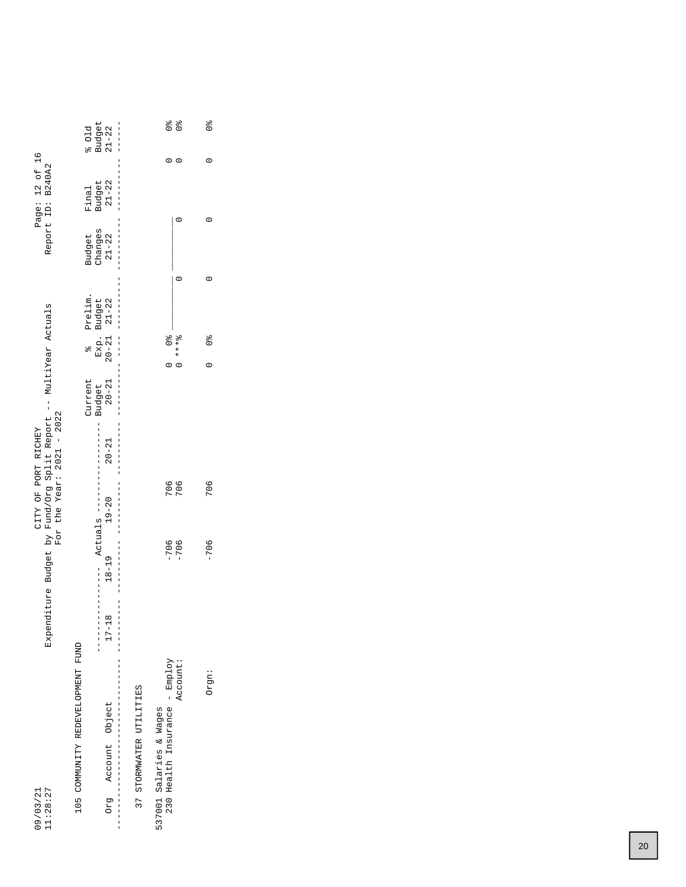CITY OF PORT RICHEY
Expenditure Budget by Fund/Org Split Report -- MultiYear Actuals
For the Year: 2021 - 2022

09/03/21
11:28:27

Report ID: B240A2

105 COMMUNITY REDEVELOPMENT FUND

| Org | Account | Object | Actuals 17-18 | Actuals 18-19 | Actuals 19-20 | Actuals 20-21 | Current Budget 20-21 | % Exp. 20-21 | Prelim. Budget 21-22 | Budget Changes 21-22 | Final Budget 21-22 | % Old Budget 21-22 |
|---|---|---|---|---|---|---|---|---|---|---|---|---|
| 37 STORMWATER UTILITIES | | | | | | | | | | | | |
| 537001 | Salaries & Wages | | | | | | | | | | | |
| | 230 | Health Insurance - Employ | | -706 | 706 | | 0 | 0% | | | 0 | 0% |
| | Account: | | | -706 | 706 | | 0 | ***% | 0 | 0 | 0 | 0% |
| | Orgn: | | | -706 | 706 | | 0 | 0% | 0 | 0 | 0 | 0% |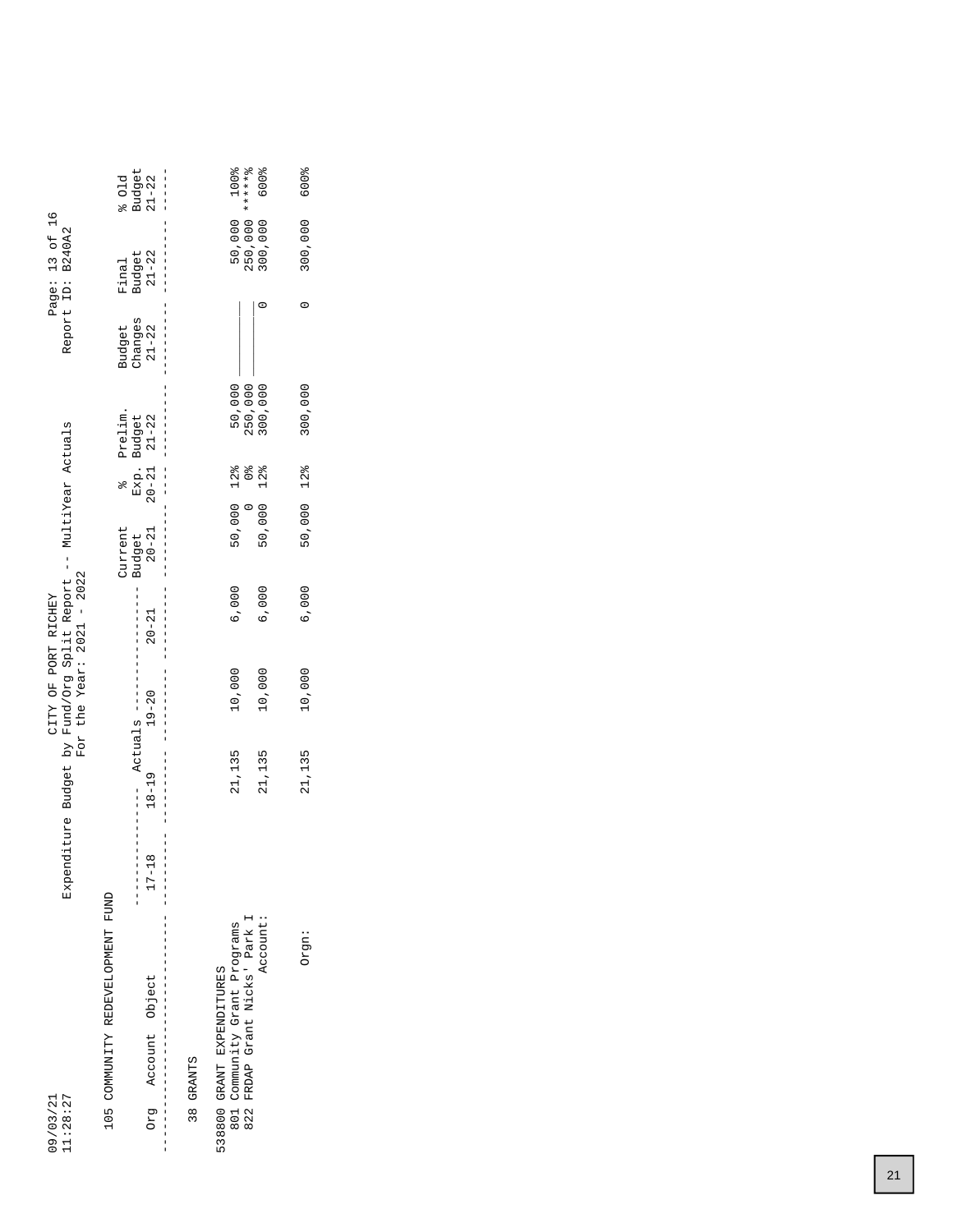09/03/21
11:28:27

CITY OF PORT RICHEY
Expenditure Budget by Fund/Org Split Report -- MultiYear Actuals
For the Year: 2021 - 2022

105 COMMUNITY REDEVELOPMENT FUND

| Org | Account | Object | Actuals 17-18 | Actuals 18-19 | Actuals 19-20 | Actuals 20-21 | Current Budget 20-21 | % Exp. 20-21 | Prelim. Budget 21-22 | Budget Changes 21-22 | Final Budget 21-22 | % Old Budget 21-22 |
|---|---|---|---|---|---|---|---|---|---|---|---|---|
| 38 GRANTS | | | | | | | | | | | | |
| 538800 GRANT EXPENDITURES | | | | | | | | | | | | |
| | 801 | Community Grant Programs | | 21,135 | 10,000 | 6,000 | 50,000 | 12% | 50,000 | | 50,000 | 100% |
| | 822 | FRDAP Grant Nicks' Park I | | | | | 0 | 0% | 250,000 | | 250,000 | *****% |
| | | Account: | | 21,135 | 10,000 | 6,000 | 50,000 | 12% | 300,000 | 0 | 300,000 | 600% |
| | | Orgn: | | 21,135 | 10,000 | 6,000 | 50,000 | 12% | 300,000 | 0 | 300,000 | 600% |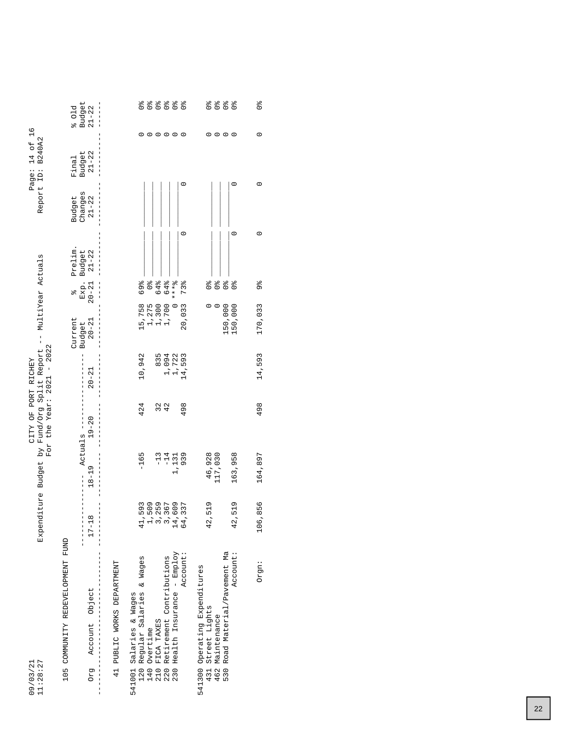09/03/21 11:28:27

CITY OF PORT RICHEY
Expenditure Budget by Fund/Org Split Report -- MultiYear Actuals
For the Year: 2021 - 2022

Page: 14 of 16
Report ID: B240A2

105 COMMUNITY REDEVELOPMENT FUND

| Org | Account | Object | Actuals 17-18 | Actuals 18-19 | Actuals 19-20 | Actuals 20-21 | Current Budget 20-21 | % Exp. 20-21 | Prelim. Budget 21-22 | Budget Changes 21-22 | Final Budget 21-22 | % Old Budget 21-22 |
|---|---|---|---|---|---|---|---|---|---|---|---|---|
| 41 PUBLIC WORKS DEPARTMENT | | | | | | | | | | | | |
| 541001 Salaries & Wages | | | | | | | | | | | | |
| | 120 | Regular Salaries & Wages | 41,593 | -165 | 424 | 10,942 | 15,758 | 69% | | | 0 | 0% |
| | 140 | Overtime | 1,509 | | | | 1,275 | 0% | | | 0 | 0% |
| | 210 | FICA TAXES | 3,259 | -13 | 32 | 835 | 1,300 | 64% | | | 0 | 0% |
| | 220 | Retirement Contributions | 3,367 | -14 | 42 | 1,094 | 1,700 | 64% | | | 0 | 0% |
| | 230 | Health Insurance - Employ | 14,609 | 1,131 | | 1,722 | 0 | ***% | | | 0 | 0% |
| | | Account: | 64,337 | 939 | 498 | 14,593 | 20,033 | 73% | 0 | 0 | 0 | 0% |
| 541300 Operating Expenditures | | | | | | | | | | | | |
| | 431 | Street Lights | 42,519 | 46,928 | | | 0 | 0% | | | 0 | 0% |
| | 462 | Maintenance | | 117,030 | | | 0 | 0% | | | 0 | 0% |
| | 530 | Road Material/Pavement Ma | | | | | 150,000 | 0% | | | 0 | 0% |
| | | Account: | 42,519 | 163,958 | | | 150,000 | 0% | 0 | 0 | 0 | 0% |
| | | Orgn: | 106,856 | 164,897 | 498 | 14,593 | 170,033 | 9% | 0 | 0 | 0 | 0% |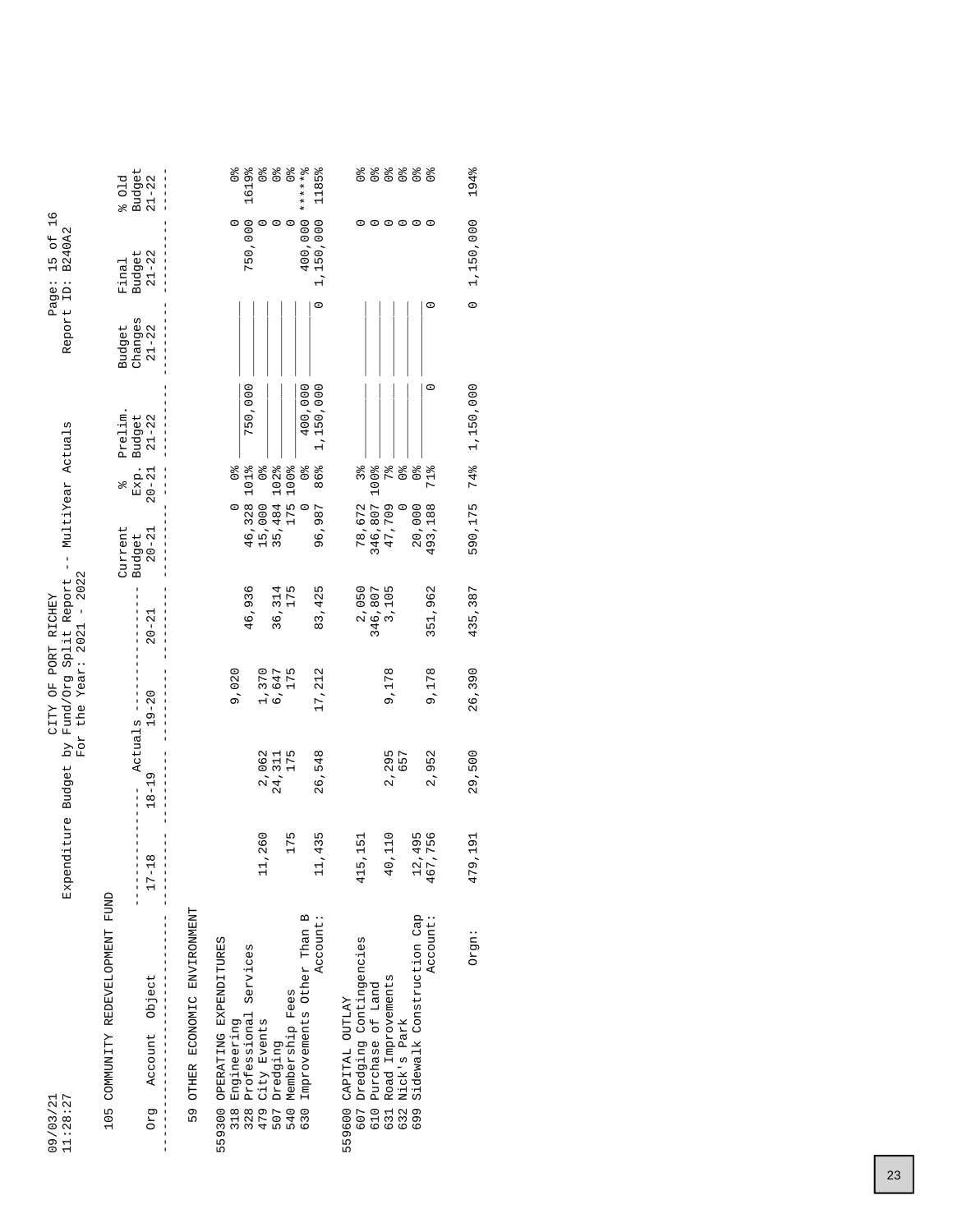09/03/21
11:28:27

CITY OF PORT RICHEY
Expenditure Budget by Fund/Org Split Report -- MultiYear Actuals
For the Year: 2021 - 2022

Page: 15 of 16
Report ID: B240A2

105 COMMUNITY REDEVELOPMENT FUND

| Org Account Object | Actuals 17-18 | Actuals 18-19 | Actuals 19-20 | Actuals 20-21 | Current Budget 20-21 | % Exp. 20-21 | Prelim. Budget 21-22 | Budget Changes 21-22 | Final Budget 21-22 | % Old Budget 21-22 |
|---|---|---|---|---|---|---|---|---|---|---|
| **59 OTHER ECONOMIC ENVIRONMENT** | | | | | | | | | | |
| **559300 OPERATING EXPENDITURES** | | | | | | | | | | |
| 318 Engineering | | | 9,020 | | 0 | 0% | | | 0 | 0% |
| 328 Professional Services | | | | 46,936 | 46,328 | 101% | 750,000 | | 750,000 | 1619% |
| 479 City Events | 11,260 | 2,062 | 1,370 | | 15,000 | 0% | | | 0 | 0% |
| 507 Dredging | | 24,311 | 6,647 | 36,314 | 35,484 | 102% | | | 0 | 0% |
| 540 Membership Fees | 175 | 175 | 175 | 175 | 175 | 100% | | | 0 | 0% |
| 630 Improvements Other Than B | | | | | 0 | 0% | 400,000 | | 400,000 | *****% |
| Account: | 11,435 | 26,548 | 17,212 | 83,425 | 96,987 | 86% | 1,150,000 | 0 | 1,150,000 | 1185% |
| **559600 CAPITAL OUTLAY** | | | | | | | | | | |
| 607 Dredging Contingencies | 415,151 | | | 2,050 | 78,672 | 3% | | | 0 | 0% |
| 610 Purchase of Land | | | | 346,807 | 346,807 | 100% | | | 0 | 0% |
| 631 Road Improvements | 40,110 | 2,295 | 9,178 | 3,105 | 47,709 | 7% | | | 0 | 0% |
| 632 Nick's Park | | 657 | | | 0 | 0% | | | 0 | 0% |
| 699 Sidewalk Construction Cap | 12,495 | | | | 20,000 | 0% | | | 0 | 0% |
| Account: | 467,756 | 2,952 | 9,178 | 351,962 | 493,188 | 71% | 0 | 0 | 0 | 0% |
| Orgn: | 479,191 | 29,500 | 26,390 | 435,387 | 590,175 | 74% | 1,150,000 | 0 | 1,150,000 | 194% |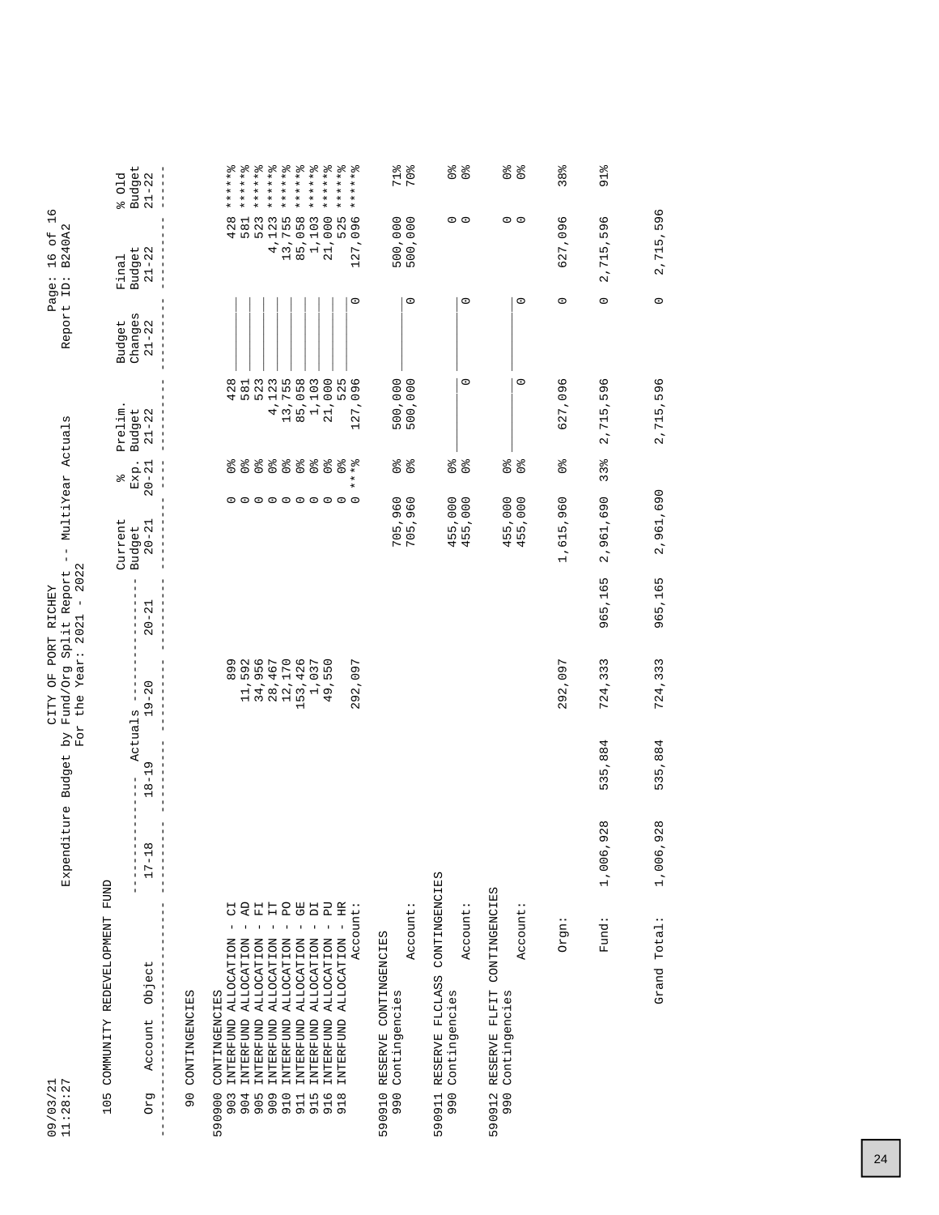CITY OF PORT RICHEY
Expenditure Budget by Fund/Org Split Report -- MultiYear Actuals
For the Year: 2021 - 2022

09/03/21
11:28:27

Report ID: B240A2

105 COMMUNITY REDEVELOPMENT FUND

| Org | Account | Object | Actuals 17-18 | Actuals 18-19 | Actuals 19-20 | Actuals 20-21 | Current Budget 20-21 | % Exp. 20-21 | Prelim. Budget 21-22 | Budget Changes 21-22 | Final Budget 21-22 | % Old Budget 21-22 |
|---|---|---|---|---|---|---|---|---|---|---|---|---|
| 90 CONTINGENCIES | | | | | | | | | | | | |
| 590900 CONTINGENCIES | | | | | | | | | | | | |
| | 903 | INTERFUND ALLOCATION - CI | | | 899 | | 0 | 0% | 428 | | 428 | *****% |
| | 904 | INTERFUND ALLOCATION - AD | | | 11,592 | | 0 | 0% | 581 | | 581 | *****% |
| | 905 | INTERFUND ALLOCATION - FI | | | 34,956 | | 0 | 0% | 523 | | 523 | *****% |
| | 909 | INTERFUND ALLOCATION - IT | | | 28,467 | | 0 | 0% | 4,123 | | 4,123 | *****% |
| | 910 | INTERFUND ALLOCATION - PO | | | 12,170 | | 0 | 0% | 13,755 | | 13,755 | *****% |
| | 911 | INTERFUND ALLOCATION - GE | | | 153,426 | | 0 | 0% | 85,058 | | 85,058 | *****% |
| | 915 | INTERFUND ALLOCATION - DI | | | 1,037 | | 0 | 0% | 1,103 | | 1,103 | *****% |
| | 916 | INTERFUND ALLOCATION - PU | | | 49,550 | | 0 | 0% | 21,000 | | 21,000 | *****% |
| | 918 | INTERFUND ALLOCATION - HR | | | | | 0 | 0% | 525 | | 525 | *****% |
| | | Account: | | | 292,097 | | 0 | ***% | 127,096 | 0 | 127,096 | *****% |
| 590910 RESERVE CONTINGENCIES | | | | | | | | | | | | |
| | 990 | Contingencies | | | | | 705,960 | 0% | 500,000 | | 500,000 | 71% |
| | | Account: | | | | | 705,960 | 0% | 500,000 | 0 | 500,000 | 70% |
| 590911 RESERVE FLCLASS CONTINGENCIES | | | | | | | | | | | | |
| | 990 | Contingencies | | | | | 455,000 | 0% | | | 0 | 0% |
| | | Account: | | | | | 455,000 | 0% | 0 | 0 | 0 | 0% |
| 590912 RESERVE FLFIT CONTINGENCIES | | | | | | | | | | | | |
| | 990 | Contingencies | | | | | 455,000 | 0% | | | 0 | 0% |
| | | Account: | | | | | 455,000 | 0% | 0 | 0 | 0 | 0% |
| | | Orgn: | | | 292,097 | | 1,615,960 | 0% | 627,096 | 0 | 627,096 | 38% |
| | | Fund: | 1,006,928 | 535,884 | 724,333 | 965,165 | 2,961,690 | 33% | 2,715,596 | 0 | 2,715,596 | 91% |
| | | Grand Total: | 1,006,928 | 535,884 | 724,333 | 965,165 | 2,961,690 | | 2,715,596 | 0 | 2,715,596 | |